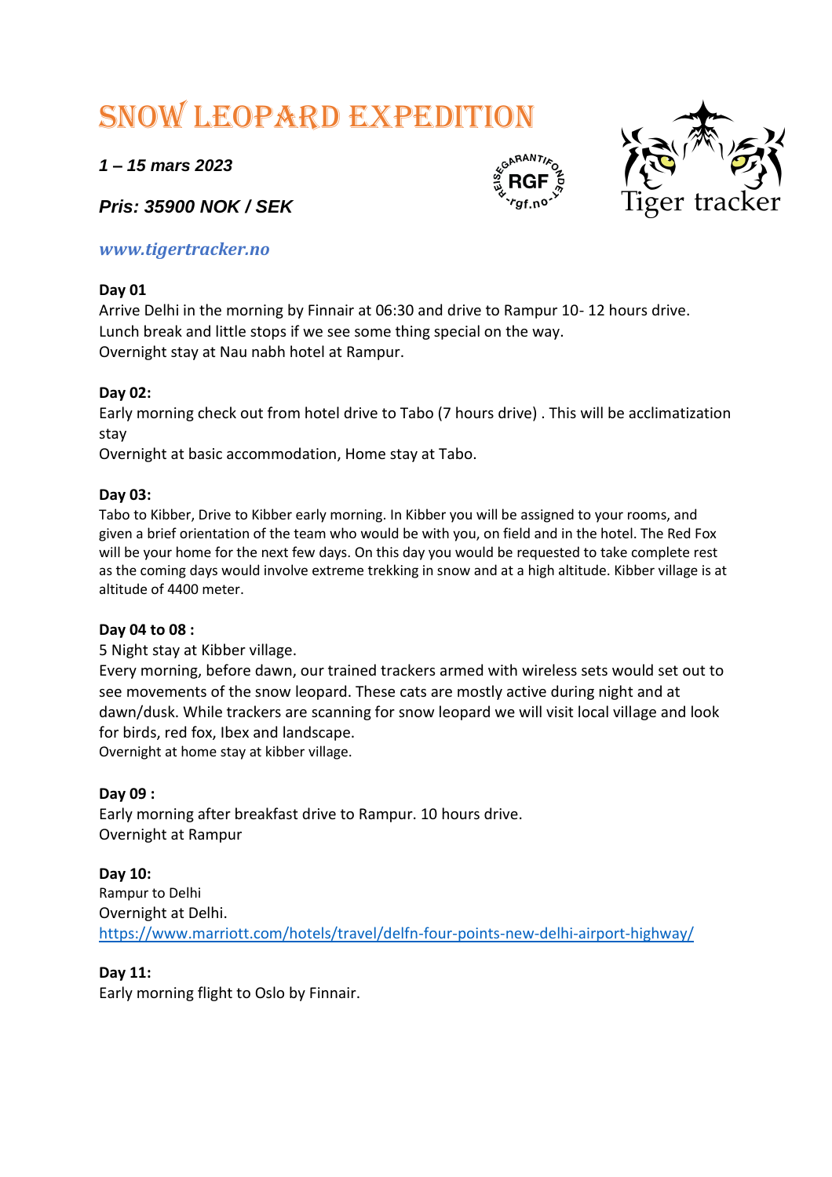# Snow Leopard Expedition

***1 – 15 mars 2023***

***Pris: 35900 NOK / SEK***

***www.tigertracker.no***

**Day 01**
Arrive Delhi in the morning by Finnair at 06:30 and drive to Rampur 10- 12 hours drive.
Lunch break and little stops if we see some thing special on the way.
Overnight stay at Nau nabh hotel at Rampur.

**Day 02:**
Early morning check out from hotel drive to Tabo (7 hours drive) . This will be acclimatization stay
Overnight at basic accommodation, Home stay at Tabo.

**Day 03:**
Tabo to Kibber, Drive to Kibber early morning. In Kibber you will be assigned to your rooms, and given a brief orientation of the team who would be with you, on field and in the hotel. The Red Fox will be your home for the next few days. On this day you would be requested to take complete rest as the coming days would involve extreme trekking in snow and at a high altitude. Kibber village is at altitude of 4400 meter.

**Day 04 to 08 :**
5 Night stay at Kibber village.
Every morning, before dawn, our trained trackers armed with wireless sets would set out to see movements of the snow leopard. These cats are mostly active during night and at dawn/dusk. While trackers are scanning for snow leopard we will visit local village and look for birds, red fox, Ibex and landscape.
Overnight at home stay at kibber village.

**Day 09 :**
Early morning after breakfast drive to Rampur. 10 hours drive.
Overnight at Rampur

**Day 10:**
Rampur to Delhi
Overnight at Delhi.
https://www.marriott.com/hotels/travel/delfn-four-points-new-delhi-airport-highway/

**Day 11:**
Early morning flight to Oslo by Finnair.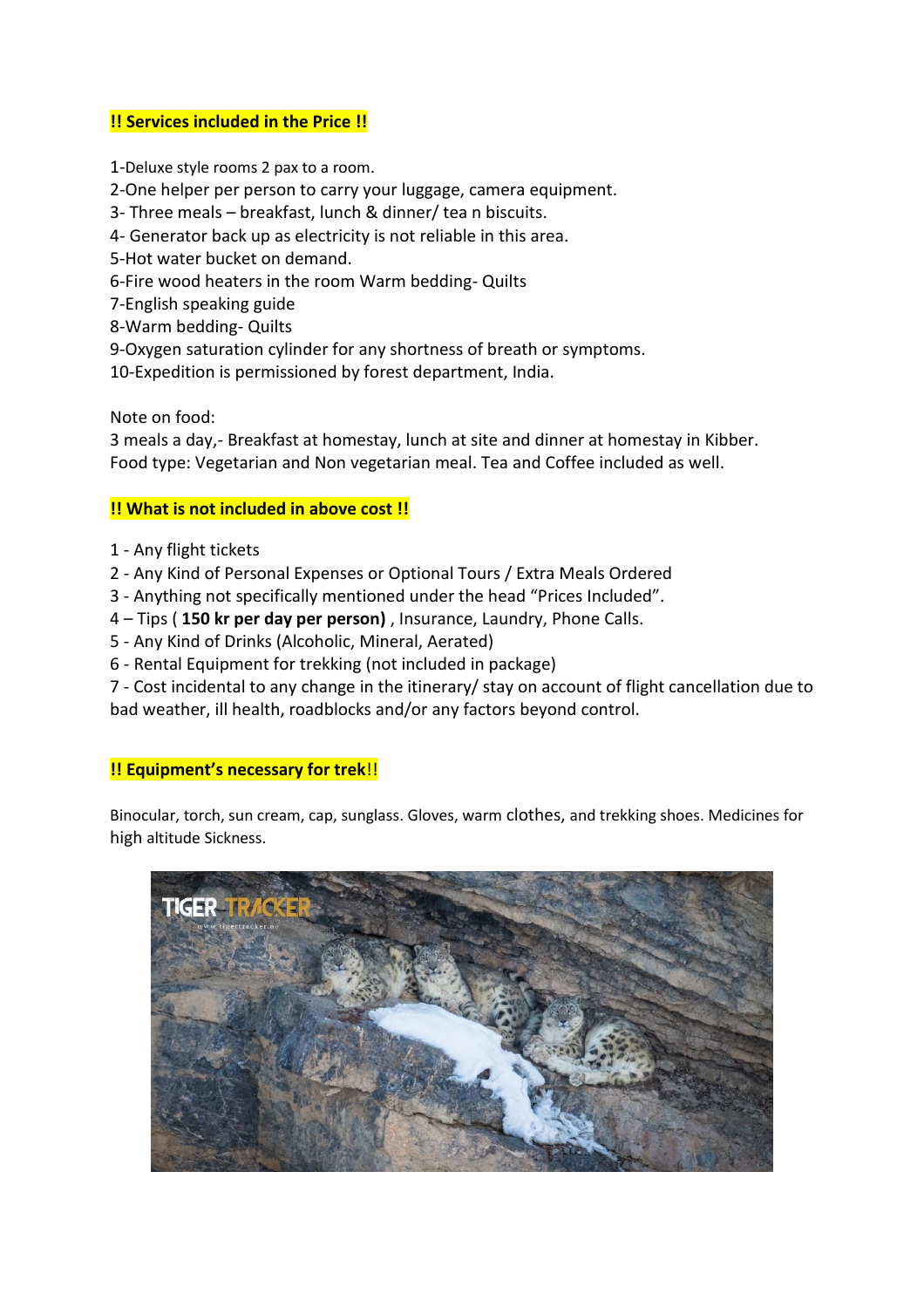**!! Services included in the Price !!**

1-Deluxe style rooms 2 pax to a room.
2-One helper per person to carry your luggage, camera equipment.
3- Three meals – breakfast, lunch & dinner/ tea n biscuits.
4- Generator back up as electricity is not reliable in this area.
5-Hot water bucket on demand.
6-Fire wood heaters in the room Warm bedding- Quilts
7-English speaking guide
8-Warm bedding- Quilts
9-Oxygen saturation cylinder for any shortness of breath or symptoms.
10-Expedition is permissioned by forest department, India.

Note on food:
3 meals a day,- Breakfast at homestay, lunch at site and dinner at homestay in Kibber.
Food type: Vegetarian and Non vegetarian meal. Tea and Coffee included as well.

**!! What is not included in above cost !!**

1 - Any flight tickets
2 - Any Kind of Personal Expenses or Optional Tours / Extra Meals Ordered
3 - Anything not specifically mentioned under the head "Prices Included".
4 – Tips ( **150 kr per day per person)** , Insurance, Laundry, Phone Calls.
5 - Any Kind of Drinks (Alcoholic, Mineral, Aerated)
6 - Rental Equipment for trekking (not included in package)
7 - Cost incidental to any change in the itinerary/ stay on account of flight cancellation due to bad weather, ill health, roadblocks and/or any factors beyond control.

**!! Equipment's necessary for trek!!**

Binocular, torch, sun cream, cap, sunglass. Gloves, warm clothes, and trekking shoes. Medicines for high altitude Sickness.